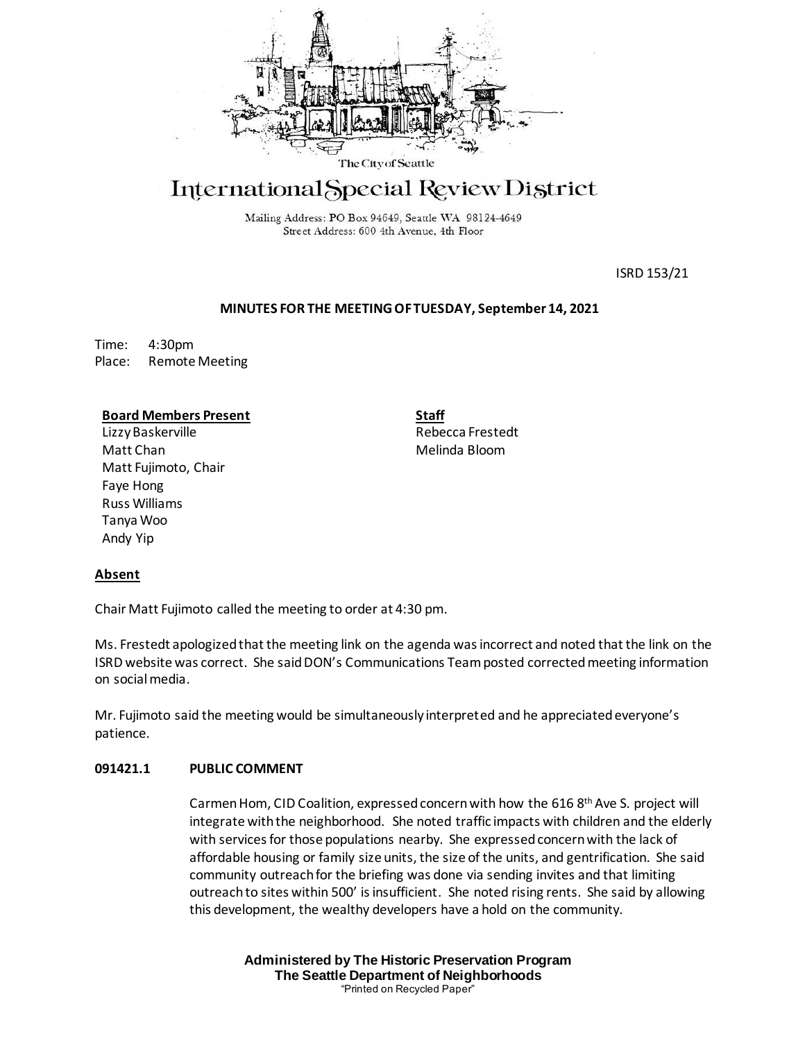The City of Seattle

# International Special Review District

Mailing Address: PO Box 94649, Seattle WA 98124-4649
Street Address: 600 4th Avenue, 4th Floor

ISRD 153/21

**MINUTES FOR THE MEETING OF TUESDAY, September 14, 2021**

Time: 4:30pm
Place: Remote Meeting

**Board Members Present**
Lizzy Baskerville
Matt Chan
Matt Fujimoto, Chair
Faye Hong
Russ Williams
Tanya Woo
Andy Yip

**Staff**
Rebecca Frestedt
Melinda Bloom

**Absent**

Chair Matt Fujimoto called the meeting to order at 4:30 pm.

Ms. Frestedt apologized that the meeting link on the agenda was incorrect and noted that the link on the ISRD website was correct. She said DON's Communications Team posted corrected meeting information on social media.

Mr. Fujimoto said the meeting would be simultaneously interpreted and he appreciated everyone's patience.

**091421.1 PUBLIC COMMENT**

Carmen Hom, CID Coalition, expressed concern with how the 616 8th Ave S. project will integrate with the neighborhood. She noted traffic impacts with children and the elderly with services for those populations nearby. She expressed concern with the lack of affordable housing or family size units, the size of the units, and gentrification. She said community outreach for the briefing was done via sending invites and that limiting outreach to sites within 500' is insufficient. She noted rising rents. She said by allowing this development, the wealthy developers have a hold on the community.

**Administered by The Historic Preservation Program**
**The Seattle Department of Neighborhoods**
"Printed on Recycled Paper"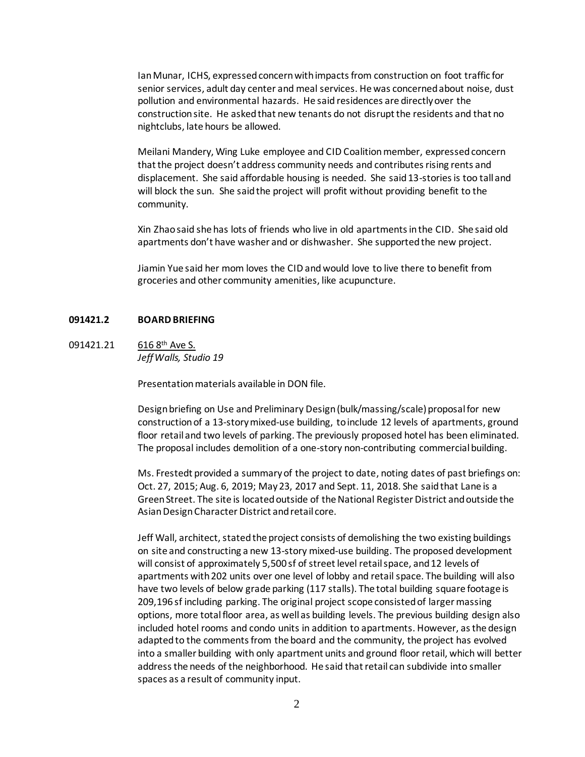Ian Munar, ICHS, expressed concern with impacts from construction on foot traffic for senior services, adult day center and meal services. He was concerned about noise, dust pollution and environmental hazards. He said residences are directly over the construction site. He asked that new tenants do not disrupt the residents and that no nightclubs, late hours be allowed.

Meilani Mandery, Wing Luke employee and CID Coalition member, expressed concern that the project doesn't address community needs and contributes rising rents and displacement. She said affordable housing is needed. She said 13-stories is too tall and will block the sun. She said the project will profit without providing benefit to the community.

Xin Zhao said she has lots of friends who live in old apartments in the CID. She said old apartments don't have washer and or dishwasher. She supported the new project.

Jiamin Yue said her mom loves the CID and would love to live there to benefit from groceries and other community amenities, like acupuncture.

**091421.2 BOARD BRIEFING**

091421.21 616 8th Ave S.
*Jeff Walls, Studio 19*

Presentation materials available in DON file.

Design briefing on Use and Preliminary Design (bulk/massing/scale) proposal for new construction of a 13-story mixed-use building, to include 12 levels of apartments, ground floor retail and two levels of parking. The previously proposed hotel has been eliminated. The proposal includes demolition of a one-story non-contributing commercial building.

Ms. Frestedt provided a summary of the project to date, noting dates of past briefings on: Oct. 27, 2015; Aug. 6, 2019; May 23, 2017 and Sept. 11, 2018. She said that Lane is a Green Street. The site is located outside of the National Register District and outside the Asian Design Character District and retail core.

Jeff Wall, architect, stated the project consists of demolishing the two existing buildings on site and constructing a new 13-story mixed-use building. The proposed development will consist of approximately 5,500 sf of street level retail space, and 12 levels of apartments with 202 units over one level of lobby and retail space. The building will also have two levels of below grade parking (117 stalls). The total building square footage is 209,196 sf including parking. The original project scope consisted of larger massing options, more total floor area, as well as building levels. The previous building design also included hotel rooms and condo units in addition to apartments. However, as the design adapted to the comments from the board and the community, the project has evolved into a smaller building with only apartment units and ground floor retail, which will better address the needs of the neighborhood. He said that retail can subdivide into smaller spaces as a result of community input.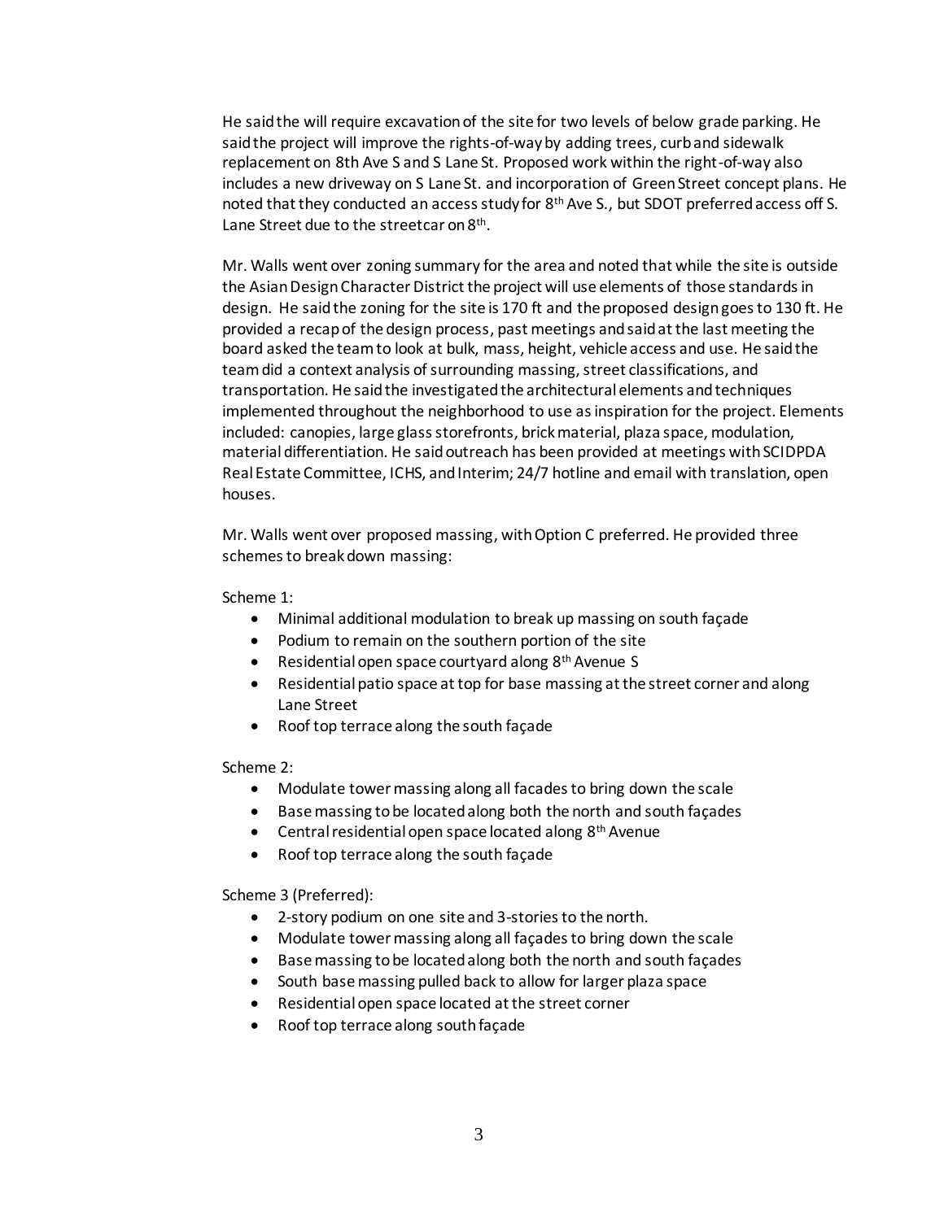He said the will require excavation of the site for two levels of below grade parking. He said the project will improve the rights-of-way by adding trees, curb and sidewalk replacement on 8th Ave S and S Lane St. Proposed work within the right-of-way also includes a new driveway on S Lane St. and incorporation of Green Street concept plans. He noted that they conducted an access study for 8th Ave S., but SDOT preferred access off S. Lane Street due to the streetcar on 8th.

Mr. Walls went over zoning summary for the area and noted that while the site is outside the Asian Design Character District the project will use elements of those standards in design. He said the zoning for the site is 170 ft and the proposed design goes to 130 ft. He provided a recap of the design process, past meetings and said at the last meeting the board asked the team to look at bulk, mass, height, vehicle access and use. He said the team did a context analysis of surrounding massing, street classifications, and transportation. He said the investigated the architectural elements and techniques implemented throughout the neighborhood to use as inspiration for the project. Elements included: canopies, large glass storefronts, brick material, plaza space, modulation, material differentiation. He said outreach has been provided at meetings with SCIDPDA Real Estate Committee, ICHS, and Interim; 24/7 hotline and email with translation, open houses.

Mr. Walls went over proposed massing, with Option C preferred. He provided three schemes to break down massing:

Scheme 1:

- Minimal additional modulation to break up massing on south façade
- Podium to remain on the southern portion of the site
- Residential open space courtyard along 8th Avenue S
- Residential patio space at top for base massing at the street corner and along Lane Street
- Roof top terrace along the south façade

Scheme 2:

- Modulate tower massing along all facades to bring down the scale
- Base massing to be located along both the north and south façades
- Central residential open space located along 8th Avenue
- Roof top terrace along the south façade

Scheme 3 (Preferred):

- 2-story podium on one site and 3-stories to the north.
- Modulate tower massing along all façades to bring down the scale
- Base massing to be located along both the north and south façades
- South base massing pulled back to allow for larger plaza space
- Residential open space located at the street corner
- Roof top terrace along south façade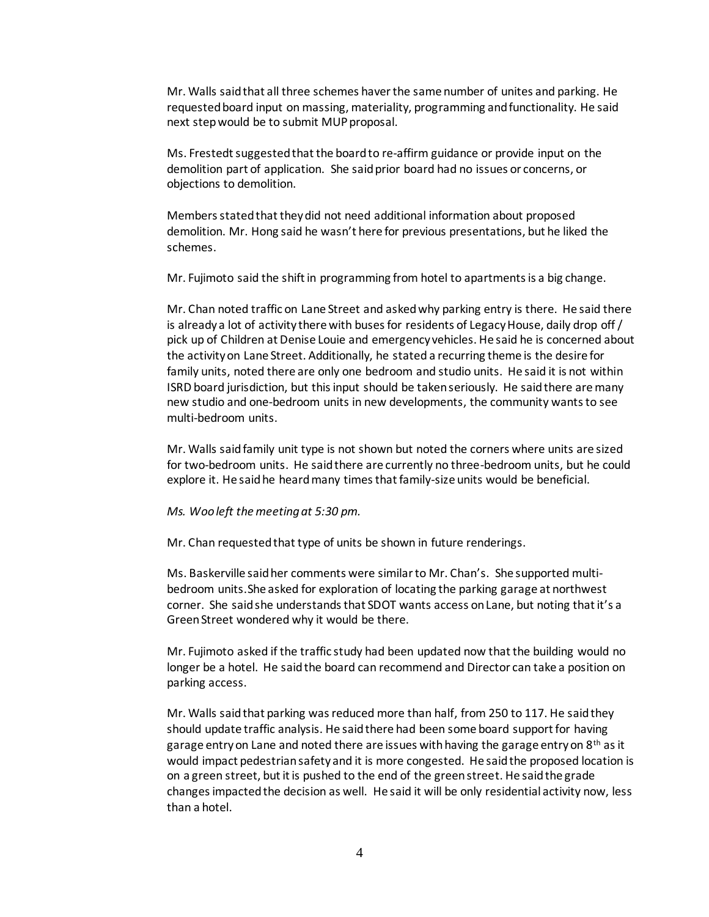Mr. Walls said that all three schemes haver the same number of unites and parking. He requested board input on massing, materiality, programming and functionality. He said next step would be to submit MUP proposal.

Ms. Frestedt suggested that the board to re-affirm guidance or provide input on the demolition part of application. She said prior board had no issues or concerns, or objections to demolition.

Members stated that they did not need additional information about proposed demolition. Mr. Hong said he wasn't here for previous presentations, but he liked the schemes.

Mr. Fujimoto said the shift in programming from hotel to apartments is a big change.

Mr. Chan noted traffic on Lane Street and asked why parking entry is there. He said there is already a lot of activity there with buses for residents of Legacy House, daily drop off / pick up of Children at Denise Louie and emergency vehicles. He said he is concerned about the activity on Lane Street. Additionally, he stated a recurring theme is the desire for family units, noted there are only one bedroom and studio units. He said it is not within ISRD board jurisdiction, but this input should be taken seriously. He said there are many new studio and one-bedroom units in new developments, the community wants to see multi-bedroom units.

Mr. Walls said family unit type is not shown but noted the corners where units are sized for two-bedroom units. He said there are currently no three-bedroom units, but he could explore it. He said he heard many times that family-size units would be beneficial.

*Ms. Woo left the meeting at 5:30 pm.*

Mr. Chan requested that type of units be shown in future renderings.

Ms. Baskerville said her comments were similar to Mr. Chan's. She supported multi-bedroom units. She asked for exploration of locating the parking garage at northwest corner. She said she understands that SDOT wants access on Lane, but noting that it's a Green Street wondered why it would be there.

Mr. Fujimoto asked if the traffic study had been updated now that the building would no longer be a hotel. He said the board can recommend and Director can take a position on parking access.

Mr. Walls said that parking was reduced more than half, from 250 to 117. He said they should update traffic analysis. He said there had been some board support for having garage entry on Lane and noted there are issues with having the garage entry on 8th as it would impact pedestrian safety and it is more congested. He said the proposed location is on a green street, but it is pushed to the end of the green street. He said the grade changes impacted the decision as well. He said it will be only residential activity now, less than a hotel.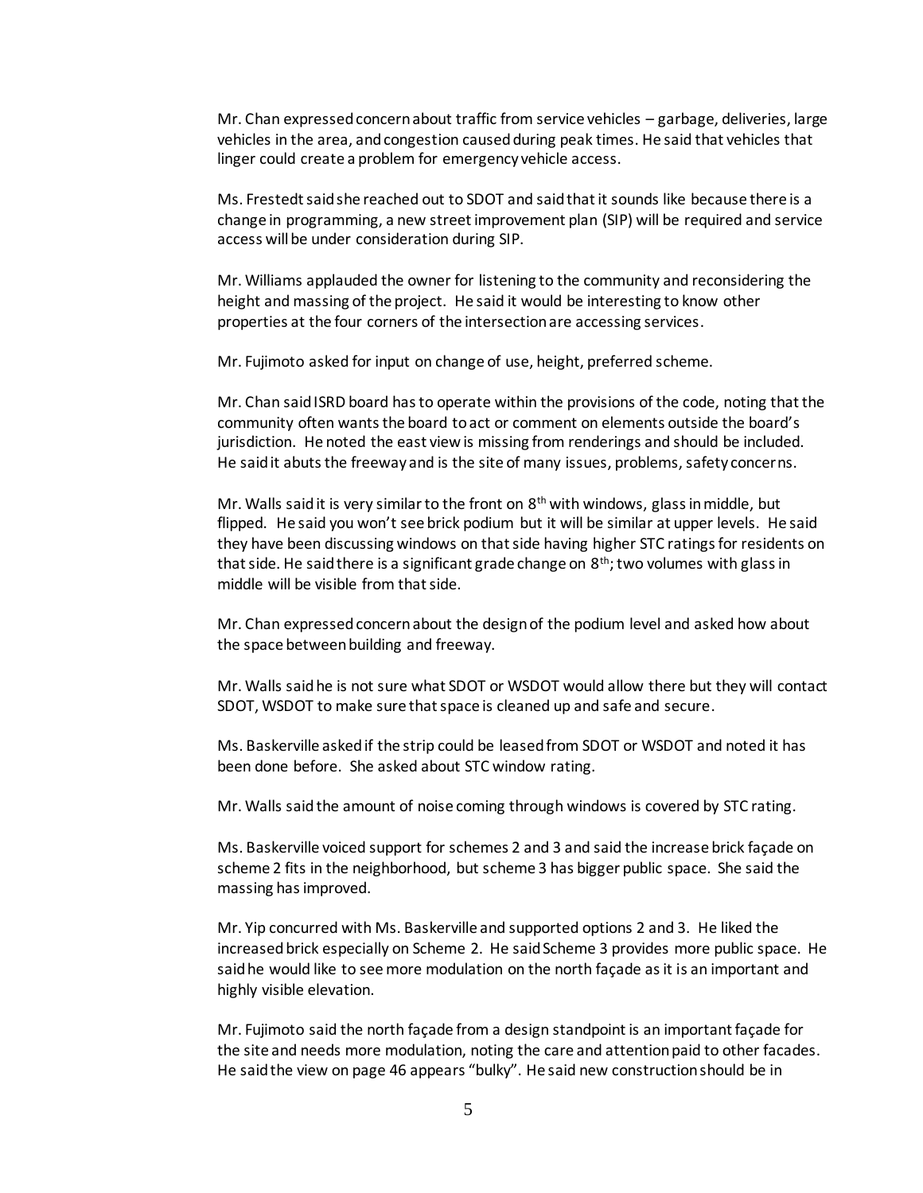Mr. Chan expressed concern about traffic from service vehicles – garbage, deliveries, large vehicles in the area, and congestion caused during peak times. He said that vehicles that linger could create a problem for emergency vehicle access.

Ms. Frestedt said she reached out to SDOT and said that it sounds like because there is a change in programming, a new street improvement plan (SIP) will be required and service access will be under consideration during SIP.

Mr. Williams applauded the owner for listening to the community and reconsidering the height and massing of the project. He said it would be interesting to know other properties at the four corners of the intersection are accessing services.

Mr. Fujimoto asked for input on change of use, height, preferred scheme.

Mr. Chan said ISRD board has to operate within the provisions of the code, noting that the community often wants the board to act or comment on elements outside the board's jurisdiction. He noted the east view is missing from renderings and should be included. He said it abuts the freeway and is the site of many issues, problems, safety concerns.

Mr. Walls said it is very similar to the front on 8th with windows, glass in middle, but flipped. He said you won't see brick podium but it will be similar at upper levels. He said they have been discussing windows on that side having higher STC ratings for residents on that side. He said there is a significant grade change on 8th; two volumes with glass in middle will be visible from that side.

Mr. Chan expressed concern about the design of the podium level and asked how about the space between building and freeway.

Mr. Walls said he is not sure what SDOT or WSDOT would allow there but they will contact SDOT, WSDOT to make sure that space is cleaned up and safe and secure.

Ms. Baskerville asked if the strip could be leased from SDOT or WSDOT and noted it has been done before. She asked about STC window rating.

Mr. Walls said the amount of noise coming through windows is covered by STC rating.

Ms. Baskerville voiced support for schemes 2 and 3 and said the increase brick façade on scheme 2 fits in the neighborhood, but scheme 3 has bigger public space. She said the massing has improved.

Mr. Yip concurred with Ms. Baskerville and supported options 2 and 3. He liked the increased brick especially on Scheme 2. He said Scheme 3 provides more public space. He said he would like to see more modulation on the north façade as it is an important and highly visible elevation.

Mr. Fujimoto said the north façade from a design standpoint is an important façade for the site and needs more modulation, noting the care and attention paid to other facades. He said the view on page 46 appears "bulky". He said new construction should be in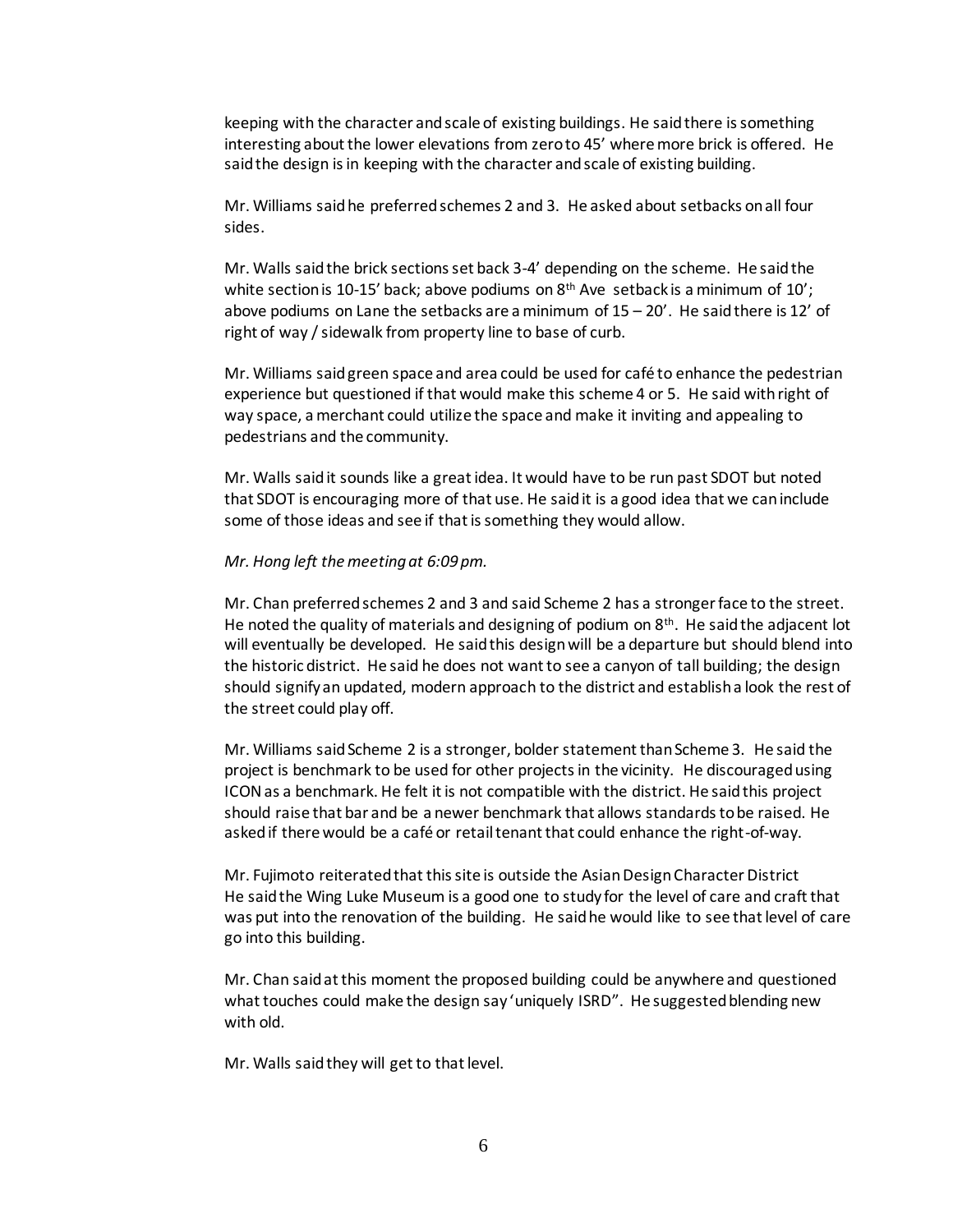keeping with the character and scale of existing buildings. He said there is something interesting about the lower elevations from zero to 45' where more brick is offered. He said the design is in keeping with the character and scale of existing building.

Mr. Williams said he preferred schemes 2 and 3. He asked about setbacks on all four sides.

Mr. Walls said the brick sections set back 3-4' depending on the scheme. He said the white section is 10-15' back; above podiums on 8th Ave setback is a minimum of 10'; above podiums on Lane the setbacks are a minimum of 15 – 20'. He said there is 12' of right of way / sidewalk from property line to base of curb.

Mr. Williams said green space and area could be used for café to enhance the pedestrian experience but questioned if that would make this scheme 4 or 5. He said with right of way space, a merchant could utilize the space and make it inviting and appealing to pedestrians and the community.

Mr. Walls said it sounds like a great idea. It would have to be run past SDOT but noted that SDOT is encouraging more of that use. He said it is a good idea that we can include some of those ideas and see if that is something they would allow.

*Mr. Hong left the meeting at 6:09 pm.*

Mr. Chan preferred schemes 2 and 3 and said Scheme 2 has a stronger face to the street. He noted the quality of materials and designing of podium on 8th. He said the adjacent lot will eventually be developed. He said this design will be a departure but should blend into the historic district. He said he does not want to see a canyon of tall building; the design should signify an updated, modern approach to the district and establish a look the rest of the street could play off.

Mr. Williams said Scheme 2 is a stronger, bolder statement than Scheme 3. He said the project is benchmark to be used for other projects in the vicinity. He discouraged using ICON as a benchmark. He felt it is not compatible with the district. He said this project should raise that bar and be a newer benchmark that allows standards to be raised. He asked if there would be a café or retail tenant that could enhance the right-of-way.

Mr. Fujimoto reiterated that this site is outside the Asian Design Character District He said the Wing Luke Museum is a good one to study for the level of care and craft that was put into the renovation of the building. He said he would like to see that level of care go into this building.

Mr. Chan said at this moment the proposed building could be anywhere and questioned what touches could make the design say 'uniquely ISRD". He suggested blending new with old.

Mr. Walls said they will get to that level.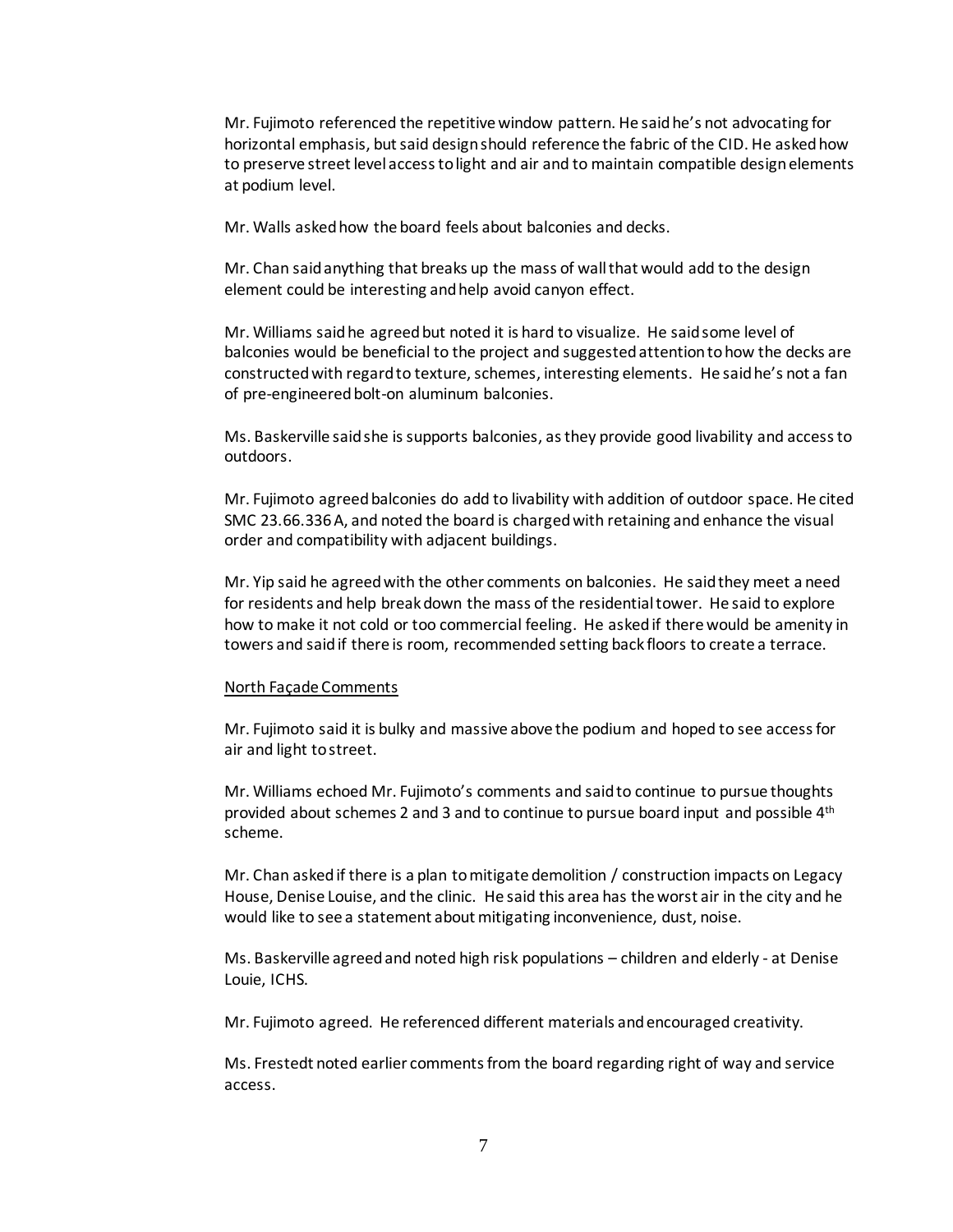Mr. Fujimoto referenced the repetitive window pattern. He said he's not advocating for horizontal emphasis, but said design should reference the fabric of the CID. He asked how to preserve street level access to light and air and to maintain compatible design elements at podium level.

Mr. Walls asked how the board feels about balconies and decks.

Mr. Chan said anything that breaks up the mass of wall that would add to the design element could be interesting and help avoid canyon effect.

Mr. Williams said he agreed but noted it is hard to visualize. He said some level of balconies would be beneficial to the project and suggested attention to how the decks are constructed with regard to texture, schemes, interesting elements. He said he's not a fan of pre-engineered bolt-on aluminum balconies.

Ms. Baskerville said she is supports balconies, as they provide good livability and access to outdoors.

Mr. Fujimoto agreed balconies do add to livability with addition of outdoor space. He cited SMC 23.66.336 A, and noted the board is charged with retaining and enhance the visual order and compatibility with adjacent buildings.

Mr. Yip said he agreed with the other comments on balconies. He said they meet a need for residents and help break down the mass of the residential tower. He said to explore how to make it not cold or too commercial feeling. He asked if there would be amenity in towers and said if there is room, recommended setting back floors to create a terrace.

<u>North Façade Comments</u>

Mr. Fujimoto said it is bulky and massive above the podium and hoped to see access for air and light to street.

Mr. Williams echoed Mr. Fujimoto's comments and said to continue to pursue thoughts provided about schemes 2 and 3 and to continue to pursue board input and possible 4th scheme.

Mr. Chan asked if there is a plan to mitigate demolition / construction impacts on Legacy House, Denise Louise, and the clinic. He said this area has the worst air in the city and he would like to see a statement about mitigating inconvenience, dust, noise.

Ms. Baskerville agreed and noted high risk populations – children and elderly - at Denise Louie, ICHS.

Mr. Fujimoto agreed. He referenced different materials and encouraged creativity.

Ms. Frestedt noted earlier comments from the board regarding right of way and service access.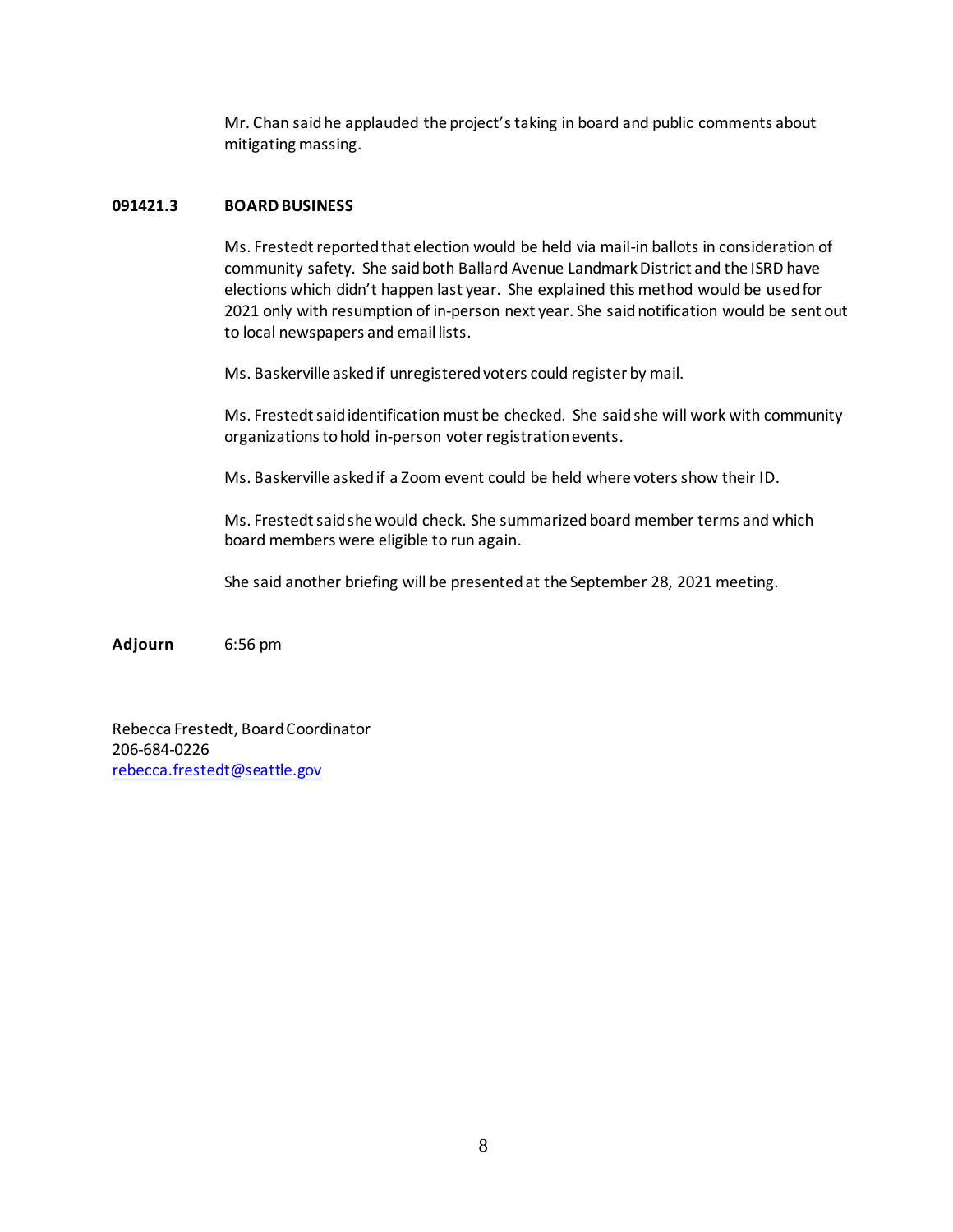Mr. Chan said he applauded the project's taking in board and public comments about mitigating massing.

**091421.3 BOARD BUSINESS**

Ms. Frestedt reported that election would be held via mail-in ballots in consideration of community safety. She said both Ballard Avenue Landmark District and the ISRD have elections which didn't happen last year. She explained this method would be used for 2021 only with resumption of in-person next year. She said notification would be sent out to local newspapers and email lists.

Ms. Baskerville asked if unregistered voters could register by mail.

Ms. Frestedt said identification must be checked. She said she will work with community organizations to hold in-person voter registration events.

Ms. Baskerville asked if a Zoom event could be held where voters show their ID.

Ms. Frestedt said she would check. She summarized board member terms and which board members were eligible to run again.

She said another briefing will be presented at the September 28, 2021 meeting.

**Adjourn** 6:56 pm

Rebecca Frestedt, Board Coordinator
206-684-0226
rebecca.frestedt@seattle.gov